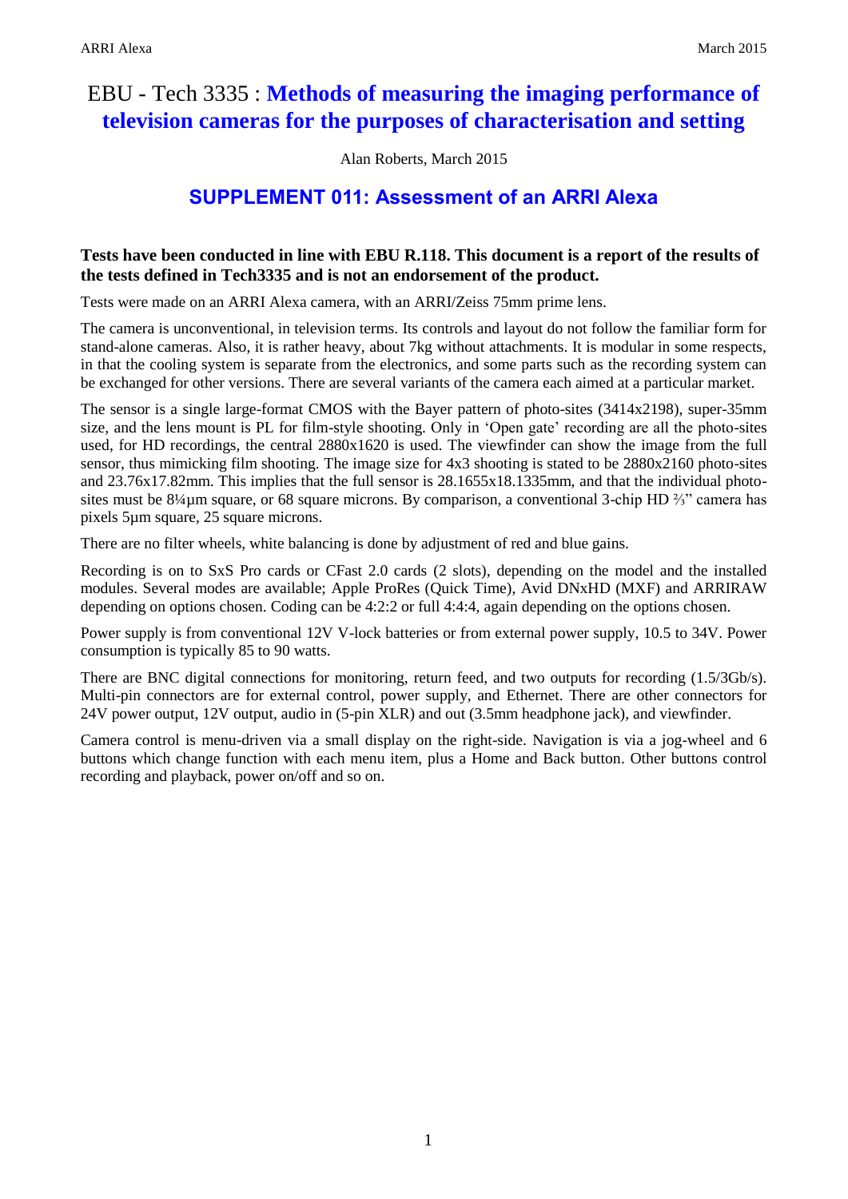# EBU - Tech 3335 : Methods of measuring the imaging performance of television cameras for the purposes of characterisation and setting

Alan Roberts, March 2015

## SUPPLEMENT 011: Assessment of an ARRI Alexa

**Tests have been conducted in line with EBU R.118. This document is a report of the results of the tests defined in Tech3335 and is not an endorsement of the product.**

Tests were made on an ARRI Alexa camera, with an ARRI/Zeiss 75mm prime lens.

The camera is unconventional, in television terms. Its controls and layout do not follow the familiar form for stand-alone cameras. Also, it is rather heavy, about 7kg without attachments. It is modular in some respects, in that the cooling system is separate from the electronics, and some parts such as the recording system can be exchanged for other versions. There are several variants of the camera each aimed at a particular market.

The sensor is a single large-format CMOS with the Bayer pattern of photo-sites (3414x2198), super-35mm size, and the lens mount is PL for film-style shooting. Only in 'Open gate' recording are all the photo-sites used, for HD recordings, the central 2880x1620 is used. The viewfinder can show the image from the full sensor, thus mimicking film shooting. The image size for 4x3 shooting is stated to be 2880x2160 photo-sites and 23.76x17.82mm. This implies that the full sensor is 28.1655x18.1335mm, and that the individual photo-sites must be 8¼µm square, or 68 square microns. By comparison, a conventional 3-chip HD ⅔" camera has pixels 5µm square, 25 square microns.

There are no filter wheels, white balancing is done by adjustment of red and blue gains.

Recording is on to SxS Pro cards or CFast 2.0 cards (2 slots), depending on the model and the installed modules. Several modes are available; Apple ProRes (Quick Time), Avid DNxHD (MXF) and ARRIRAW depending on options chosen. Coding can be 4:2:2 or full 4:4:4, again depending on the options chosen.

Power supply is from conventional 12V V-lock batteries or from external power supply, 10.5 to 34V. Power consumption is typically 85 to 90 watts.

There are BNC digital connections for monitoring, return feed, and two outputs for recording (1.5/3Gb/s). Multi-pin connectors are for external control, power supply, and Ethernet. There are other connectors for 24V power output, 12V output, audio in (5-pin XLR) and out (3.5mm headphone jack), and viewfinder.

Camera control is menu-driven via a small display on the right-side. Navigation is via a jog-wheel and 6 buttons which change function with each menu item, plus a Home and Back button. Other buttons control recording and playback, power on/off and so on.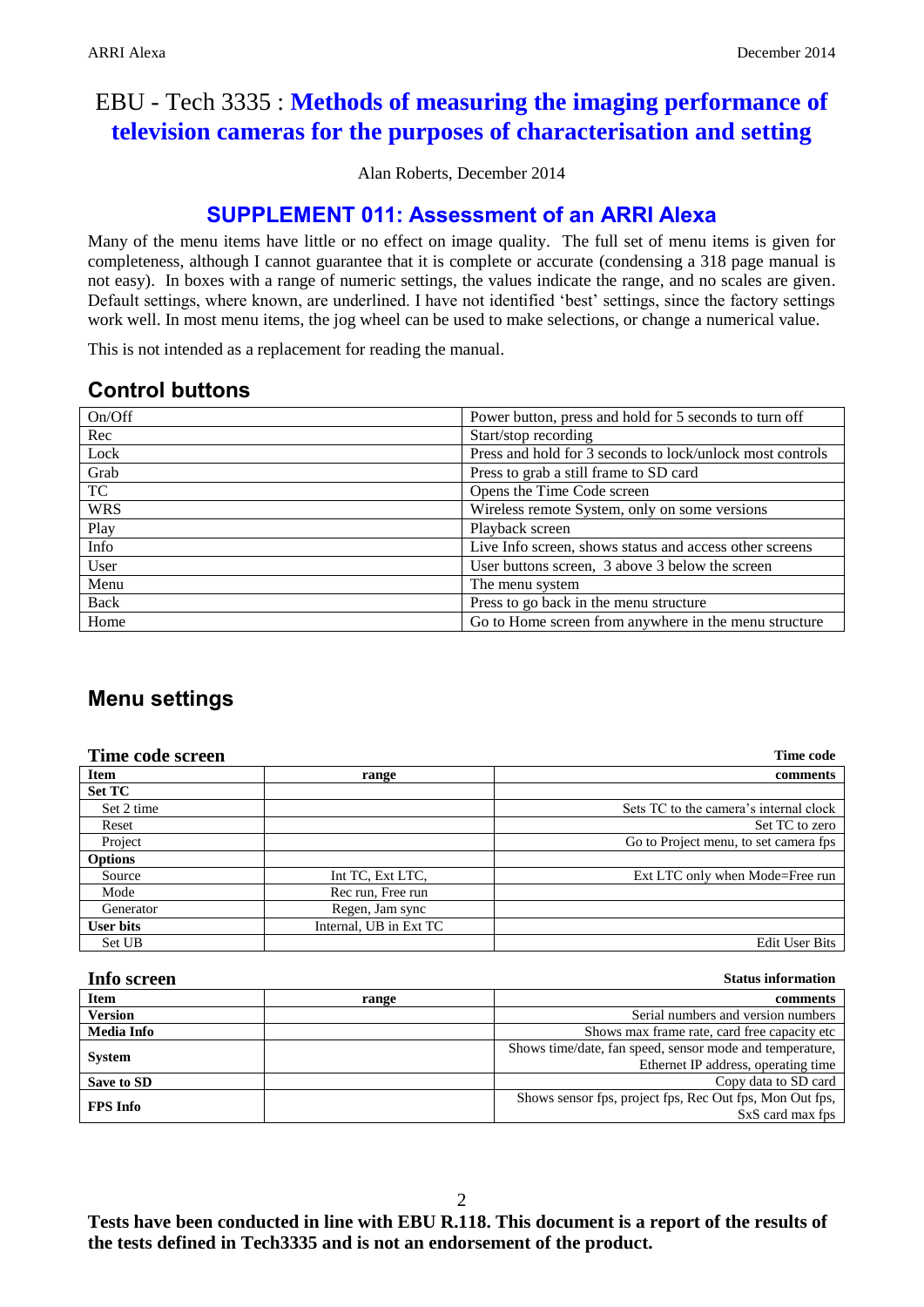# EBU - Tech 3335 : Methods of measuring the imaging performance of television cameras for the purposes of characterisation and setting

Alan Roberts, December 2014

## SUPPLEMENT 011: Assessment of an ARRI Alexa

Many of the menu items have little or no effect on image quality. The full set of menu items is given for completeness, although I cannot guarantee that it is complete or accurate (condensing a 318 page manual is not easy). In boxes with a range of numeric settings, the values indicate the range, and no scales are given. Default settings, where known, are underlined. I have not identified 'best' settings, since the factory settings work well. In most menu items, the jog wheel can be used to make selections, or change a numerical value.

This is not intended as a replacement for reading the manual.

## Control buttons

| | |
|---|---|
| On/Off | Power button, press and hold for 5 seconds to turn off |
| Rec | Start/stop recording |
| Lock | Press and hold for 3 seconds to lock/unlock most controls |
| Grab | Press to grab a still frame to SD card |
| TC | Opens the Time Code screen |
| WRS | Wireless remote System, only on some versions |
| Play | Playback screen |
| Info | Live Info screen, shows status and access other screens |
| User | User buttons screen, 3 above 3 below the screen |
| Menu | The menu system |
| Back | Press to go back in the menu structure |
| Home | Go to Home screen from anywhere in the menu structure |

## Menu settings

### Time code screen

**Time code**

| Item | range | comments |
|---|---|---|
| **Set TC** | | |
| Set 2 time | | Sets TC to the camera's internal clock |
| Reset | | Set TC to zero |
| Project | | Go to Project menu, to set camera fps |
| **Options** | | |
| Source | Int TC, Ext LTC, | Ext LTC only when Mode=Free run |
| Mode | Rec run, Free run | |
| Generator | Regen, Jam sync | |
| **User bits** | Internal, UB in Ext TC | |
| Set UB | | Edit User Bits |

### Info screen

**Status information**

| Item | range | comments |
|---|---|---|
| **Version** | | Serial numbers and version numbers |
| **Media Info** | | Shows max frame rate, card free capacity etc |
| **System** | | Shows time/date, fan speed, sensor mode and temperature, Ethernet IP address, operating time |
| **Save to SD** | | Copy data to SD card |
| **FPS Info** | | Shows sensor fps, project fps, Rec Out fps, Mon Out fps, SxS card max fps |

**Tests have been conducted in line with EBU R.118. This document is a report of the results of the tests defined in Tech3335 and is not an endorsement of the product.**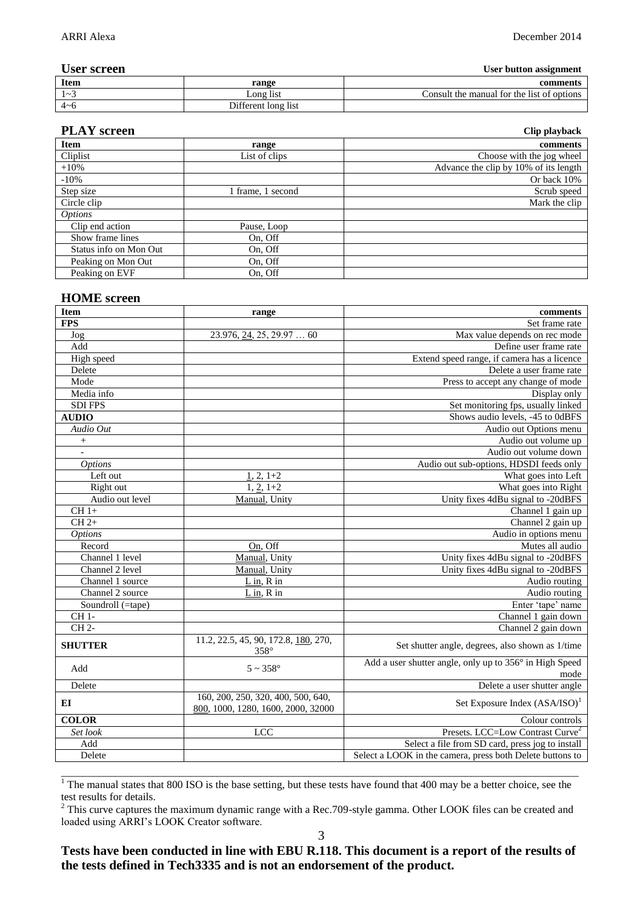## User screen

**User button assignment**

| Item | range | comments |
|---|---|---|
| 1~3 | Long list | Consult the manual for the list of options |
| 4~6 | Different long list | |

## PLAY screen

**Clip playback**

| Item | range | comments |
|---|---|---|
| Cliplist | List of clips | Choose with the jog wheel |
| +10% | | Advance the clip by 10% of its length |
| -10% | | Or back 10% |
| Step size | 1 frame, 1 second | Scrub speed |
| Circle clip | | Mark the clip |
| *Options* | | |
| Clip end action | Pause, Loop | |
| Show frame lines | On, Off | |
| Status info on Mon Out | On, Off | |
| Peaking on Mon Out | On, Off | |
| Peaking on EVF | On, Off | |

## HOME screen

| Item | range | comments |
|---|---|---|
| **FPS** | | Set frame rate |
| Jog | 23.976, <u>24</u>, 25, 29.97 … 60 | Max value depends on rec mode |
| Add | | Define user frame rate |
| High speed | | Extend speed range, if camera has a licence |
| Delete | | Delete a user frame rate |
| Mode | | Press to accept any change of mode |
| Media info | | Display only |
| SDI FPS | | Set monitoring fps, usually linked |
| **AUDIO** | | Shows audio levels, -45 to 0dBFS |
| *Audio Out* | | Audio out Options menu |
| + | | Audio out volume up |
| - | | Audio out volume down |
| *Options* | | Audio out sub-options, HDSDI feeds only |
| Left out | <u>1</u>, 2, 1+2 | What goes into Left |
| Right out | 1, <u>2</u>, 1+2 | What goes into Right |
| Audio out level | <u>Manual</u>, Unity | Unity fixes 4dBu signal to -20dBFS |
| CH 1+ | | Channel 1 gain up |
| CH 2+ | | Channel 2 gain up |
| *Options* | | Audio in options menu |
| Record | <u>On</u>, Off | Mutes all audio |
| Channel 1 level | <u>Manual</u>, Unity | Unity fixes 4dBu signal to -20dBFS |
| Channel 2 level | <u>Manual</u>, Unity | Unity fixes 4dBu signal to -20dBFS |
| Channel 1 source | <u>L in</u>, R in | Audio routing |
| Channel 2 source | <u>L in</u>, R in | Audio routing |
| Soundroll (=tape) | | Enter 'tape' name |
| CH 1- | | Channel 1 gain down |
| CH 2- | | Channel 2 gain down |
| **SHUTTER** | 11.2, 22.5, 45, 90, 172.8, <u>180</u>, 270, 358° | Set shutter angle, degrees, also shown as 1/time |
| Add | 5 ~ 358° | Add a user shutter angle, only up to 356° in High Speed mode |
| Delete | | Delete a user shutter angle |
| **EI** | 160, 200, 250, 320, 400, 500, 640, <u>800</u>, 1000, 1280, 1600, 2000, 32000 | Set Exposure Index (ASA/ISO)[1] |
| **COLOR** | | Colour controls |
| *Set look* | LCC | Presets. LCC=Low Contrast Curve[2] |
| Add | | Select a file from SD card, press jog to install |
| Delete | | Select a LOOK in the camera, press both Delete buttons to |

---

[1] The manual states that 800 ISO is the base setting, but these tests have found that 400 may be a better choice, see the test results for details.

[2] This curve captures the maximum dynamic range with a Rec.709-style gamma. Other LOOK files can be created and loaded using ARRI's LOOK Creator software.

**Tests have been conducted in line with EBU R.118. This document is a report of the results of the tests defined in Tech3335 and is not an endorsement of the product.**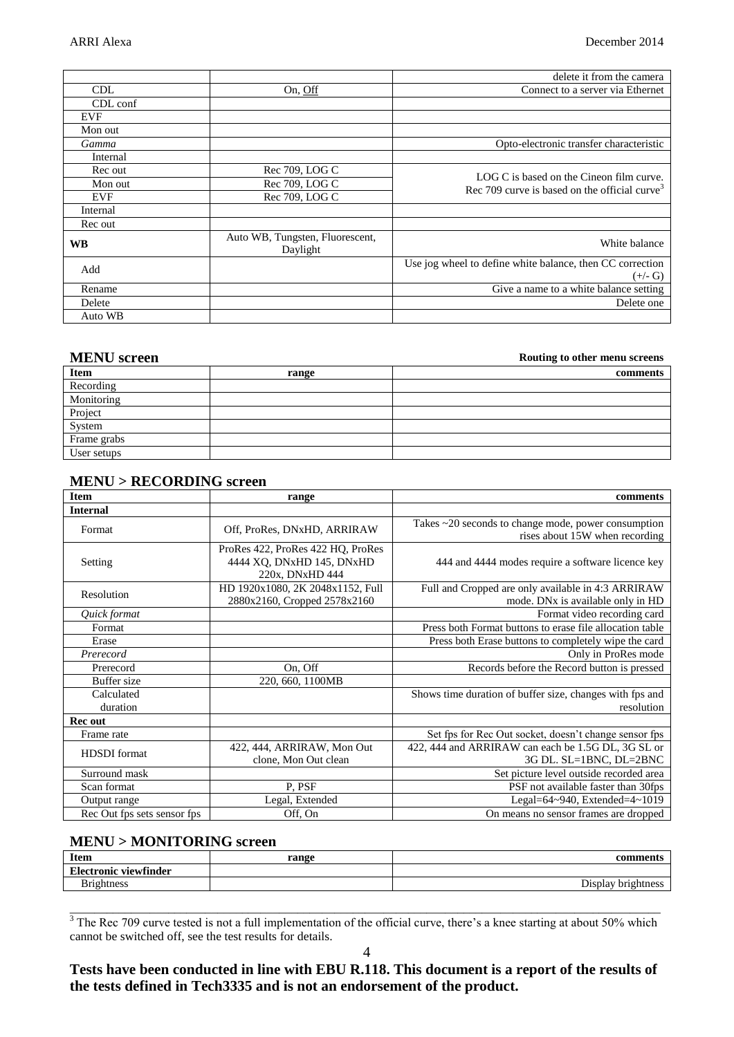| | | |
|---|---|---|
| | | delete it from the camera |
| CDL | On, Off | Connect to a server via Ethernet |
| CDL conf | | |
| EVF | | |
| Mon out | | |
| *Gamma* | | Opto-electronic transfer characteristic |
| Internal | | |
| Rec out | Rec 709, LOG C | LOG C is based on the Cineon film curve. Rec 709 curve is based on the official curve[3] |
| Mon out | Rec 709, LOG C | |
| EVF | Rec 709, LOG C | |
| Internal | | |
| Rec out | | |
| **WB** | Auto WB, Tungsten, Fluorescent, Daylight | White balance |
| Add | | Use jog wheel to define white balance, then CC correction (+/- G) |
| Rename | | Give a name to a white balance setting |
| Delete | | Delete one |
| Auto WB | | |

## MENU screen

**Routing to other menu screens**

| Item | range | comments |
|---|---|---|
| Recording | | |
| Monitoring | | |
| Project | | |
| System | | |
| Frame grabs | | |
| User setups | | |

## MENU > RECORDING screen

| Item | range | comments |
|---|---|---|
| **Internal** | | |
| Format | Off, ProRes, DNxHD, ARRIRAW | Takes ~20 seconds to change mode, power consumption rises about 15W when recording |
| Setting | ProRes 422, ProRes 422 HQ, ProRes 4444 XQ, DNxHD 145, DNxHD 220x, DNxHD 444 | 444 and 4444 modes require a software licence key |
| Resolution | HD 1920x1080, 2K 2048x1152, Full 2880x2160, Cropped 2578x2160 | Full and Cropped are only available in 4:3 ARRIRAW mode. DNx is available only in HD |
| *Quick format* | | Format video recording card |
| Format | | Press both Format buttons to erase file allocation table |
| Erase | | Press both Erase buttons to completely wipe the card |
| *Prerecord* | | Only in ProRes mode |
| Prerecord | On, Off | Records before the Record button is pressed |
| Buffer size | 220, 660, 1100MB | |
| Calculated duration | | Shows time duration of buffer size, changes with fps and resolution |
| **Rec out** | | |
| Frame rate | | Set fps for Rec Out socket, doesn't change sensor fps |
| HDSDI format | 422, 444, ARRIRAW, Mon Out clone, Mon Out clean | 422, 444 and ARRIRAW can each be 1.5G DL, 3G SL or 3G DL. SL=1BNC, DL=2BNC |
| Surround mask | | Set picture level outside recorded area |
| Scan format | P, PSF | PSF not available faster than 30fps |
| Output range | Legal, Extended | Legal=64~940, Extended=4~1019 |
| Rec Out fps sets sensor fps | Off, On | On means no sensor frames are dropped |

## MENU > MONITORING screen

| Item | range | comments |
|---|---|---|
| **Electronic viewfinder** | | |
| Brightness | | Display brightness |

[3] The Rec 709 curve tested is not a full implementation of the official curve, there's a knee starting at about 50% which cannot be switched off, see the test results for details.

**Tests have been conducted in line with EBU R.118. This document is a report of the results of the tests defined in Tech3335 and is not an endorsement of the product.**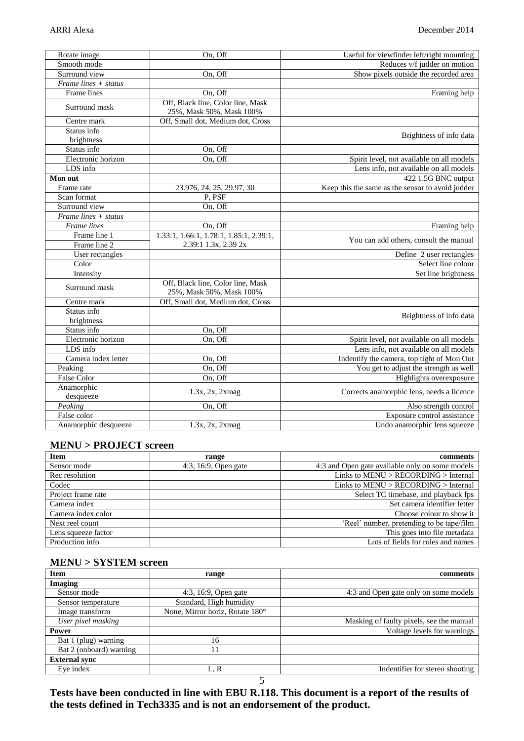| | | |
|---|---|---|
| Rotate image | On, Off | Useful for viewfinder left/right mounting |
| Smooth mode | | Reduces v/f judder on motion |
| Surround view | On, Off | Show pixels outside the recorded area |
| *Frame lines + status* | | |
| Frame lines | On, Off | Framing help |
| Surround mask | Off, Black line, Color line, Mask 25%, Mask 50%, Mask 100% | |
| Centre mark | Off, Small dot, Medium dot, Cross | |
| Status info brightness | | Brightness of info data |
| Status info | On, Off | |
| Electronic horizon | On, Off | Spirit level, not available on all models |
| LDS info | | Lens info, not available on all models |
| **Mon out** | | 422 1.5G BNC output |
| Frame rate | 23.976, 24, 25, 29.97, 30 | Keep this the same as the sensor to avoid judder |
| Scan format | P, PSF | |
| Surround view | On, Off | |
| *Frame lines + status* | | |
| *Frame lines* | On, Off | Framing help |
| Frame line 1 | 1.33:1, 1.66:1, 1.78:1, 1.85:1, 2.39:1, 2.39:1 1.3x, 2.39 2x | You can add others, consult the manual |
| Frame line 2 | | |
| User rectangles | | Define 2 user rectangles |
| Color | | Select line colour |
| Intensity | | Set line brightness |
| Surround mask | Off, Black line, Color line, Mask 25%, Mask 50%, Mask 100% | |
| Centre mark | Off, Small dot, Medium dot, Cross | |
| Status info brightness | | Brightness of info data |
| Status info | On, Off | |
| Electronic horizon | On, Off | Spirit level, not available on all models |
| LDS info | | Lens info, not available on all models |
| Camera index letter | On, Off | Indentify the camera, top tight of Mon Out |
| Peaking | On, Off | You get to adjust the strength as well |
| False Color | On, Off | Highlights overexposure |
| Anamorphic desqueeze | 1.3x, 2x, 2xmag | Corrects anamorphic lens, needs a licence |
| *Peaking* | On, Off | Also strength control |
| False color | | Exposure control assistance |
| Anamorphic desqueeze | 1.3x, 2x, 2xmag | Undo anamorphic lens squeeze |

## MENU > PROJECT screen

| Item | range | comments |
|---|---|---|
| Sensor mode | 4:3, 16:9, Open gate | 4:3 and Open gate available only on some models |
| Rec resolution | | Links to MENU > RECORDING > Internal |
| Codec | | Links to MENU > RECORDING > Internal |
| Project frame rate | | Select TC timebase, and playback fps |
| Camera index | | Set camera identifier letter |
| Camera index color | | Choose colour to show it |
| Next reel count | | 'Reel' number, pretending to be tape/film |
| Lens squeeze factor | | This goes into file metadata |
| Production info | | Lots of fields for roles and names |

## MENU > SYSTEM screen

| Item | range | comments |
|---|---|---|
| **Imaging** | | |
| Sensor mode | 4:3, 16:9, Open gate | 4:3 and Open gate only on some models |
| Sensor temperature | Standard, High humidity | |
| Image transform | None, Mirror horiz, Rotate 180° | |
| *User pixel masking* | | Masking of faulty pixels, see the manual |
| **Power** | | Voltage levels for warnings |
| Bat 1 (plug) warning | 16 | |
| Bat 2 (onboard) warning | 11 | |
| **External sync** | | |
| Eye index | L, R | Indentifier for stereo shooting |

**Tests have been conducted in line with EBU R.118. This document is a report of the results of the tests defined in Tech3335 and is not an endorsement of the product.**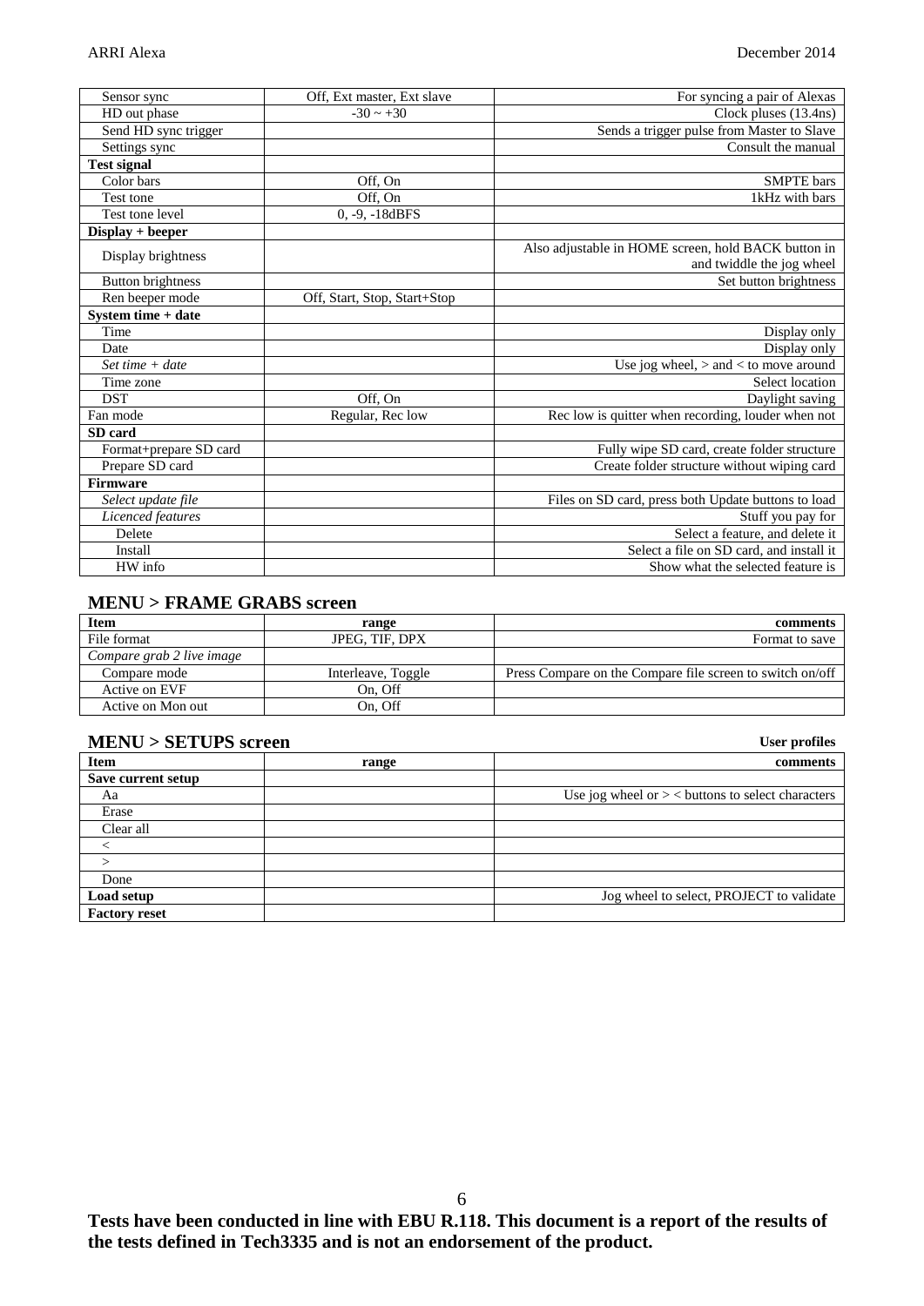| | | |
|---|---|---|
| Sensor sync | Off, Ext master, Ext slave | For syncing a pair of Alexas |
| HD out phase | -30 ~ +30 | Clock pluses (13.4ns) |
| Send HD sync trigger | | Sends a trigger pulse from Master to Slave |
| Settings sync | | Consult the manual |
| **Test signal** | | |
| Color bars | Off, On | SMPTE bars |
| Test tone | Off, On | 1kHz with bars |
| Test tone level | 0, -9, -18dBFS | |
| **Display + beeper** | | |
| Display brightness | | Also adjustable in HOME screen, hold BACK button in and twiddle the jog wheel |
| Button brightness | | Set button brightness |
| Ren beeper mode | Off, Start, Stop, Start+Stop | |
| **System time + date** | | |
| Time | | Display only |
| Date | | Display only |
| *Set time + date* | | Use jog wheel, > and < to move around |
| Time zone | | Select location |
| DST | Off, On | Daylight saving |
| Fan mode | Regular, Rec low | Rec low is quitter when recording, louder when not |
| **SD card** | | |
| Format+prepare SD card | | Fully wipe SD card, create folder structure |
| Prepare SD card | | Create folder structure without wiping card |
| **Firmware** | | |
| *Select update file* | | Files on SD card, press both Update buttons to load |
| *Licenced features* | | Stuff you pay for |
| Delete | | Select a feature, and delete it |
| Install | | Select a file on SD card, and install it |
| HW info | | Show what the selected feature is |

## MENU > FRAME GRABS screen

| Item | range | comments |
|---|---|---|
| File format | JPEG, TIF, DPX | Format to save |
| *Compare grab 2 live image* | | |
| Compare mode | Interleave, Toggle | Press Compare on the Compare file screen to switch on/off |
| Active on EVF | On, Off | |
| Active on Mon out | On, Off | |

## MENU > SETUPS screen

**User profiles**

| Item | range | comments |
|---|---|---|
| **Save current setup** | | |
| Aa | | Use jog wheel or > < buttons to select characters |
| Erase | | |
| Clear all | | |
| < | | |
| > | | |
| Done | | |
| **Load setup** | | Jog wheel to select, PROJECT to validate |
| **Factory reset** | | |

**Tests have been conducted in line with EBU R.118. This document is a report of the results of the tests defined in Tech3335 and is not an endorsement of the product.**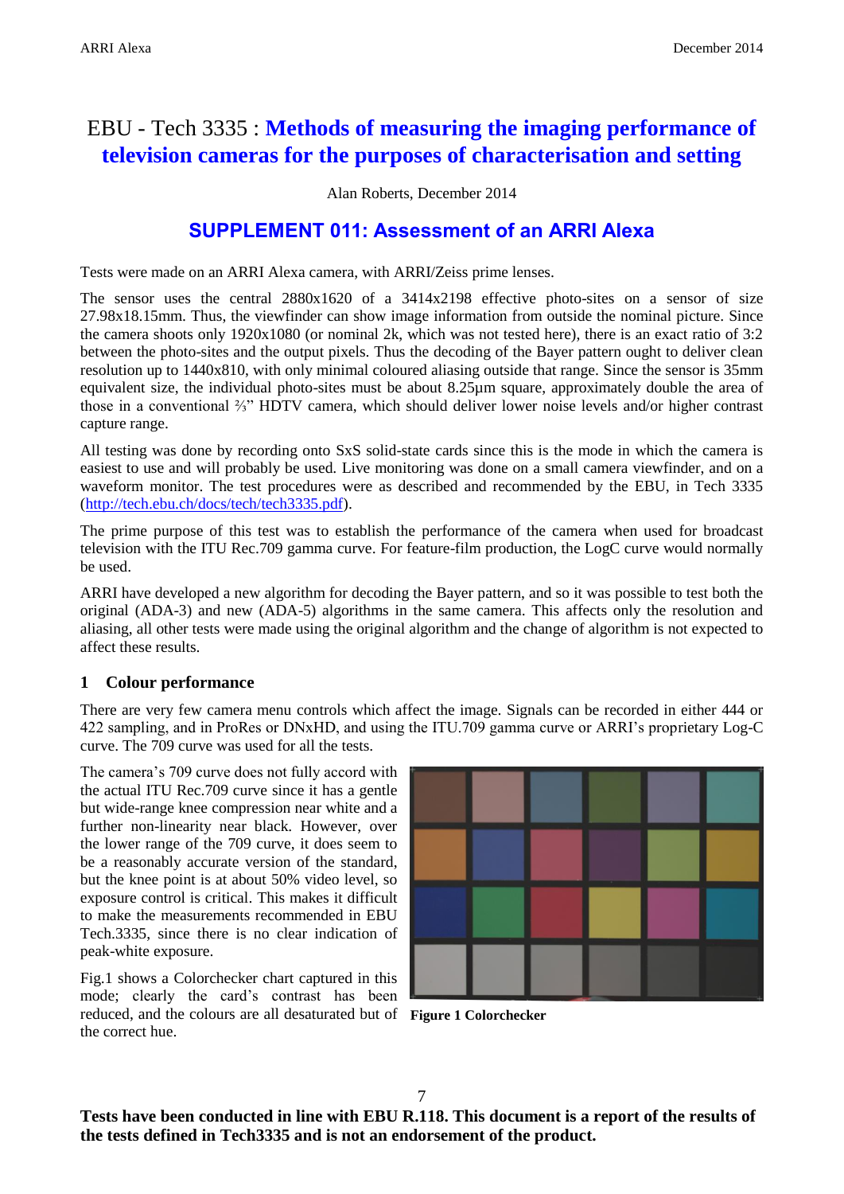# EBU - Tech 3335 : Methods of measuring the imaging performance of television cameras for the purposes of characterisation and setting

Alan Roberts, December 2014

## SUPPLEMENT 011: Assessment of an ARRI Alexa

Tests were made on an ARRI Alexa camera, with ARRI/Zeiss prime lenses.

The sensor uses the central 2880x1620 of a 3414x2198 effective photo-sites on a sensor of size 27.98x18.15mm. Thus, the viewfinder can show image information from outside the nominal picture. Since the camera shoots only 1920x1080 (or nominal 2k, which was not tested here), there is an exact ratio of 3:2 between the photo-sites and the output pixels. Thus the decoding of the Bayer pattern ought to deliver clean resolution up to 1440x810, with only minimal coloured aliasing outside that range. Since the sensor is 35mm equivalent size, the individual photo-sites must be about 8.25µm square, approximately double the area of those in a conventional ⅔" HDTV camera, which should deliver lower noise levels and/or higher contrast capture range.

All testing was done by recording onto SxS solid-state cards since this is the mode in which the camera is easiest to use and will probably be used. Live monitoring was done on a small camera viewfinder, and on a waveform monitor. The test procedures were as described and recommended by the EBU, in Tech 3335 (http://tech.ebu.ch/docs/tech/tech3335.pdf).

The prime purpose of this test was to establish the performance of the camera when used for broadcast television with the ITU Rec.709 gamma curve. For feature-film production, the LogC curve would normally be used.

ARRI have developed a new algorithm for decoding the Bayer pattern, and so it was possible to test both the original (ADA-3) and new (ADA-5) algorithms in the same camera. This affects only the resolution and aliasing, all other tests were made using the original algorithm and the change of algorithm is not expected to affect these results.

### 1 Colour performance

There are very few camera menu controls which affect the image. Signals can be recorded in either 444 or 422 sampling, and in ProRes or DNxHD, and using the ITU.709 gamma curve or ARRI's proprietary Log-C curve. The 709 curve was used for all the tests.

The camera's 709 curve does not fully accord with the actual ITU Rec.709 curve since it has a gentle but wide-range knee compression near white and a further non-linearity near black. However, over the lower range of the 709 curve, it does seem to be a reasonably accurate version of the standard, but the knee point is at about 50% video level, so exposure control is critical. This makes it difficult to make the measurements recommended in EBU Tech.3335, since there is no clear indication of peak-white exposure.

Fig.1 shows a Colorchecker chart captured in this mode; clearly the card's contrast has been reduced, and the colours are all desaturated but of the correct hue.

**Figure 1 Colorchecker**

**Tests have been conducted in line with EBU R.118. This document is a report of the results of the tests defined in Tech3335 and is not an endorsement of the product.**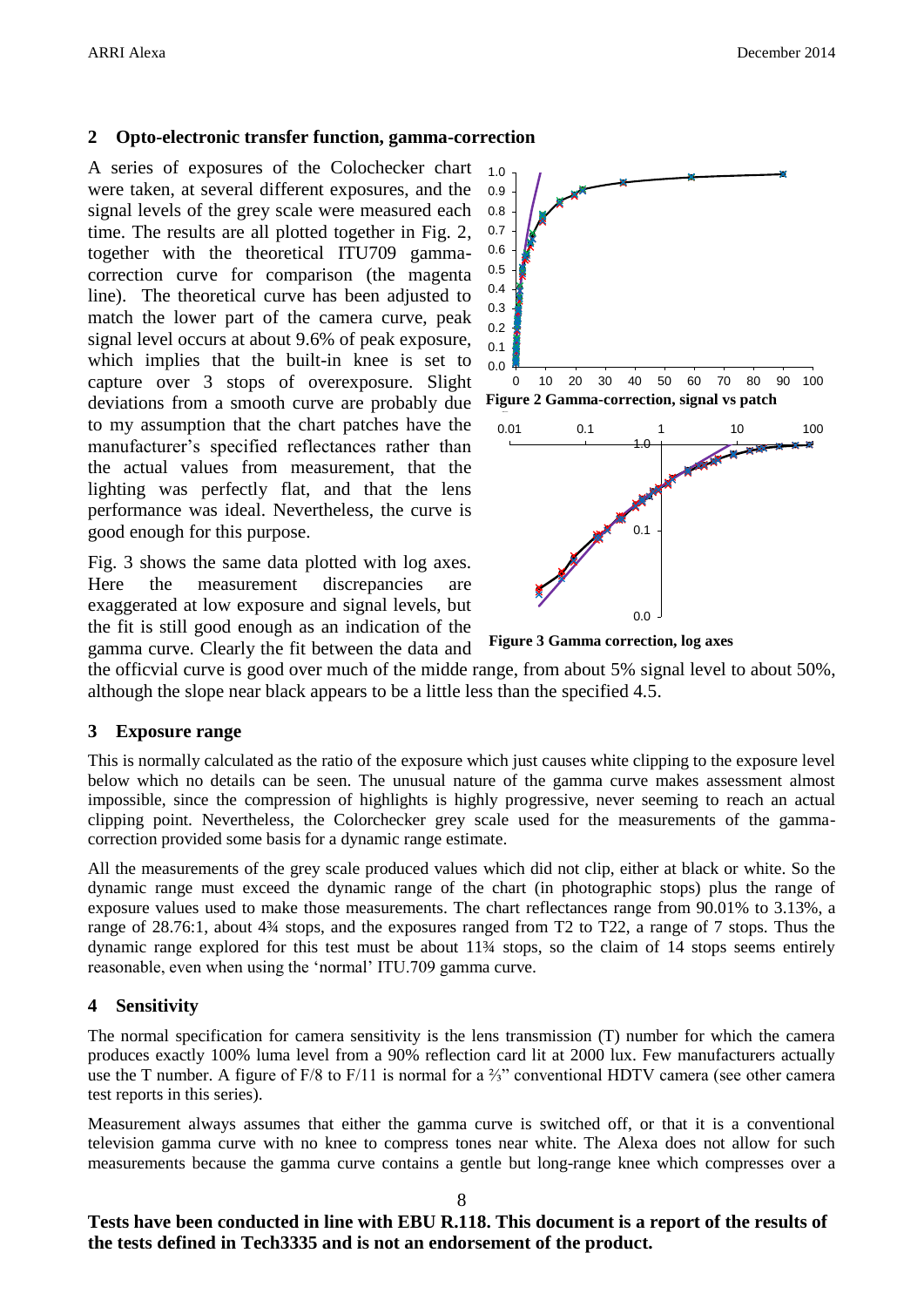## 2 Opto-electronic transfer function, gamma-correction

A series of exposures of the Colochecker chart were taken, at several different exposures, and the signal levels of the grey scale were measured each time. The results are all plotted together in Fig. 2, together with the theoretical ITU709 gamma-correction curve for comparison (the magenta line). The theoretical curve has been adjusted to match the lower part of the camera curve, peak signal level occurs at about 9.6% of peak exposure, which implies that the built-in knee is set to capture over 3 stops of overexposure. Slight deviations from a smooth curve are probably due to my assumption that the chart patches have the manufacturer's specified reflectances rather than the actual values from measurement, that the lighting was perfectly flat, and that the lens performance was ideal. Nevertheless, the curve is good enough for this purpose.

**Figure 2 Gamma-correction, signal vs patch**

Fig. 3 shows the same data plotted with log axes. Here the measurement discrepancies are exaggerated at low exposure and signal levels, but the fit is still good enough as an indication of the gamma curve. Clearly the fit between the data and the officvial curve is good over much of the midde range, from about 5% signal level to about 50%, although the slope near black appears to be a little less than the specified 4.5.

**Figure 3 Gamma correction, log axes**

## 3 Exposure range

This is normally calculated as the ratio of the exposure which just causes white clipping to the exposure level below which no details can be seen. The unusual nature of the gamma curve makes assessment almost impossible, since the compression of highlights is highly progressive, never seeming to reach an actual clipping point. Nevertheless, the Colorchecker grey scale used for the measurements of the gamma-correction provided some basis for a dynamic range estimate.

All the measurements of the grey scale produced values which did not clip, either at black or white. So the dynamic range must exceed the dynamic range of the chart (in photographic stops) plus the range of exposure values used to make those measurements. The chart reflectances range from 90.01% to 3.13%, a range of 28.76:1, about 4¾ stops, and the exposures ranged from T2 to T22, a range of 7 stops. Thus the dynamic range explored for this test must be about 11¾ stops, so the claim of 14 stops seems entirely reasonable, even when using the 'normal' ITU.709 gamma curve.

## 4 Sensitivity

The normal specification for camera sensitivity is the lens transmission (T) number for which the camera produces exactly 100% luma level from a 90% reflection card lit at 2000 lux. Few manufacturers actually use the T number. A figure of F/8 to F/11 is normal for a ⅔" conventional HDTV camera (see other camera test reports in this series).

Measurement always assumes that either the gamma curve is switched off, or that it is a conventional television gamma curve with no knee to compress tones near white. The Alexa does not allow for such measurements because the gamma curve contains a gentle but long-range knee which compresses over a

**Tests have been conducted in line with EBU R.118. This document is a report of the results of the tests defined in Tech3335 and is not an endorsement of the product.**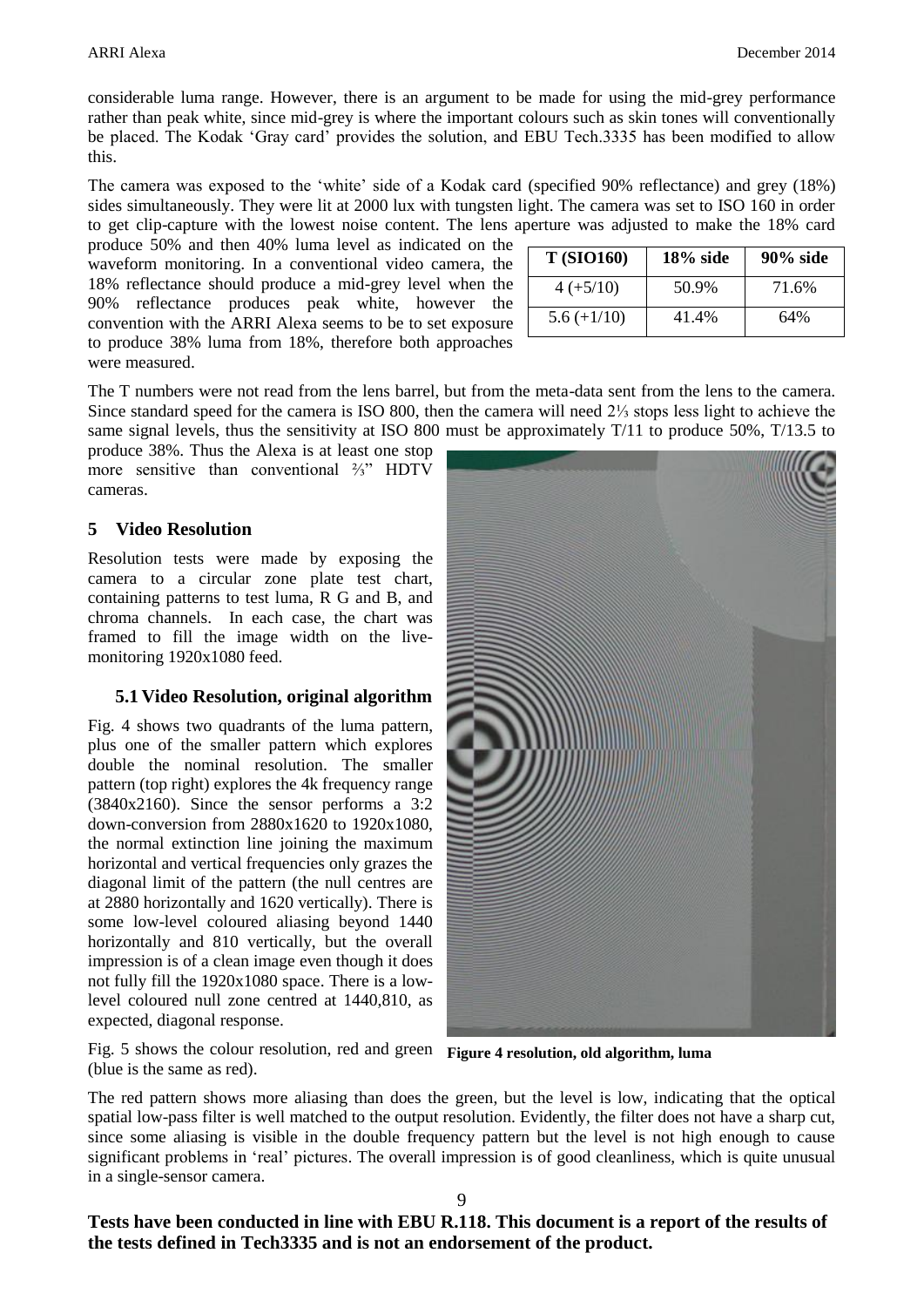considerable luma range. However, there is an argument to be made for using the mid-grey performance rather than peak white, since mid-grey is where the important colours such as skin tones will conventionally be placed. The Kodak 'Gray card' provides the solution, and EBU Tech.3335 has been modified to allow this.

The camera was exposed to the 'white' side of a Kodak card (specified 90% reflectance) and grey (18%) sides simultaneously. They were lit at 2000 lux with tungsten light. The camera was set to ISO 160 in order to get clip-capture with the lowest noise content. The lens aperture was adjusted to make the 18% card produce 50% and then 40% luma level as indicated on the waveform monitoring. In a conventional video camera, the 18% reflectance should produce a mid-grey level when the 90% reflectance produces peak white, however the convention with the ARRI Alexa seems to be to set exposure to produce 38% luma from 18%, therefore both approaches were measured.

| T (SIO160) | 18% side | 90% side |
|---|---|---|
| 4 (+5/10) | 50.9% | 71.6% |
| 5.6 (+1/10) | 41.4% | 64% |

The T numbers were not read from the lens barrel, but from the meta-data sent from the lens to the camera. Since standard speed for the camera is ISO 800, then the camera will need 2⅓ stops less light to achieve the same signal levels, thus the sensitivity at ISO 800 must be approximately T/11 to produce 50%, T/13.5 to produce 38%. Thus the Alexa is at least one stop more sensitive than conventional ⅔" HDTV cameras.

## 5 Video Resolution

Resolution tests were made by exposing the camera to a circular zone plate test chart, containing patterns to test luma, R G and B, and chroma channels. In each case, the chart was framed to fill the image width on the live-monitoring 1920x1080 feed.

### 5.1 Video Resolution, original algorithm

Fig. 4 shows two quadrants of the luma pattern, plus one of the smaller pattern which explores double the nominal resolution. The smaller pattern (top right) explores the 4k frequency range (3840x2160). Since the sensor performs a 3:2 down-conversion from 2880x1620 to 1920x1080, the normal extinction line joining the maximum horizontal and vertical frequencies only grazes the diagonal limit of the pattern (the null centres are at 2880 horizontally and 1620 vertically). There is some low-level coloured aliasing beyond 1440 horizontally and 810 vertically, but the overall impression is of a clean image even though it does not fully fill the 1920x1080 space. There is a low-level coloured null zone centred at 1440,810, as expected, diagonal response.

**Figure 4 resolution, old algorithm, luma**

Fig. 5 shows the colour resolution, red and green (blue is the same as red).

The red pattern shows more aliasing than does the green, but the level is low, indicating that the optical spatial low-pass filter is well matched to the output resolution. Evidently, the filter does not have a sharp cut, since some aliasing is visible in the double frequency pattern but the level is not high enough to cause significant problems in 'real' pictures. The overall impression is of good cleanliness, which is quite unusual in a single-sensor camera.

**Tests have been conducted in line with EBU R.118. This document is a report of the results of the tests defined in Tech3335 and is not an endorsement of the product.**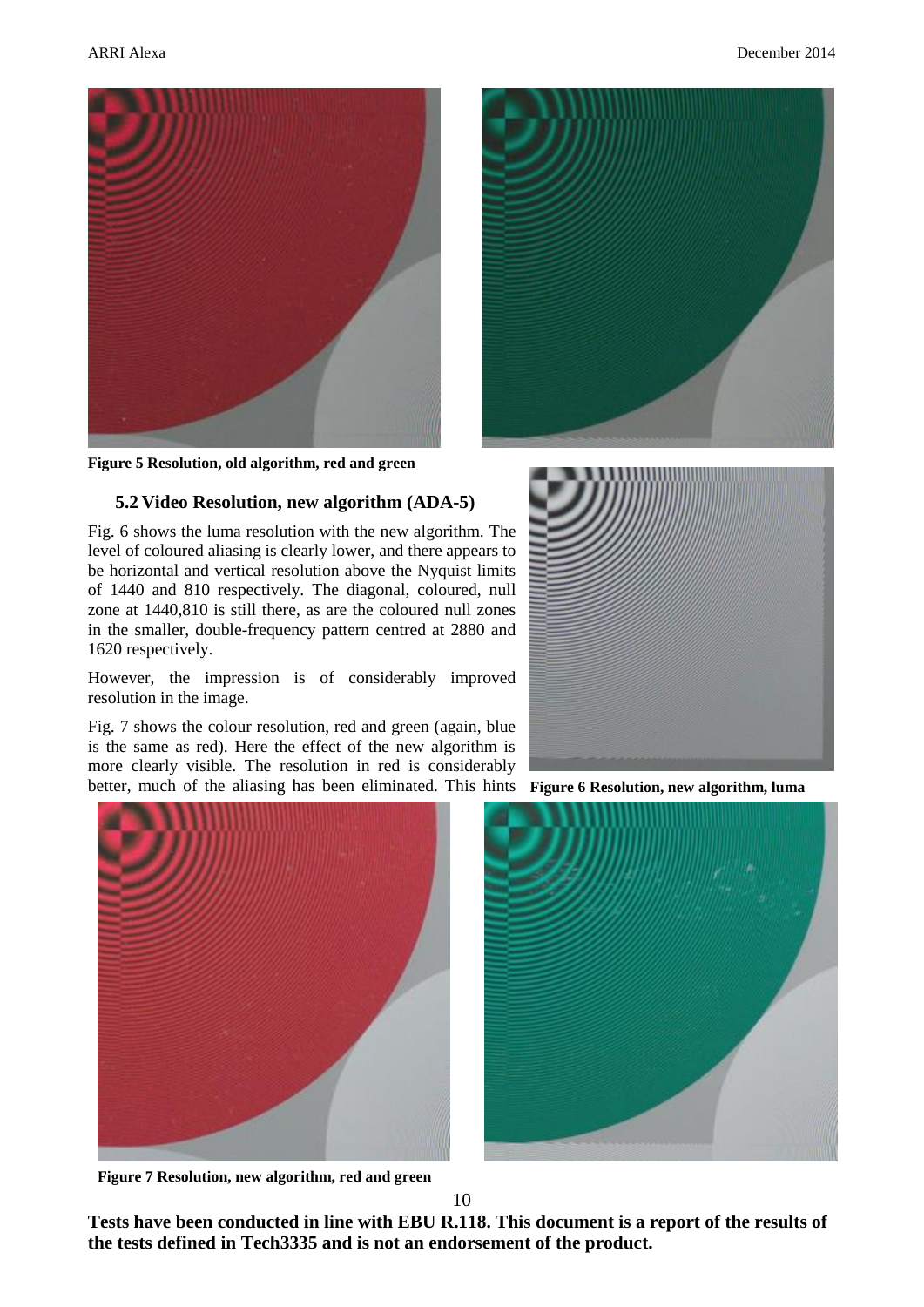Figure 5 Resolution, old algorithm, red and green

### 5.2 Video Resolution, new algorithm (ADA-5)

Fig. 6 shows the luma resolution with the new algorithm. The level of coloured aliasing is clearly lower, and there appears to be horizontal and vertical resolution above the Nyquist limits of 1440 and 810 respectively. The diagonal, coloured, null zone at 1440,810 is still there, as are the coloured null zones in the smaller, double-frequency pattern centred at 2880 and 1620 respectively.

However, the impression is of considerably improved resolution in the image.

Fig. 7 shows the colour resolution, red and green (again, blue is the same as red). Here the effect of the new algorithm is more clearly visible. The resolution in red is considerably better, much of the aliasing has been eliminated. This hints

Figure 6 Resolution, new algorithm, luma

Figure 7 Resolution, new algorithm, red and green

**Tests have been conducted in line with EBU R.118. This document is a report of the results of the tests defined in Tech3335 and is not an endorsement of the product.**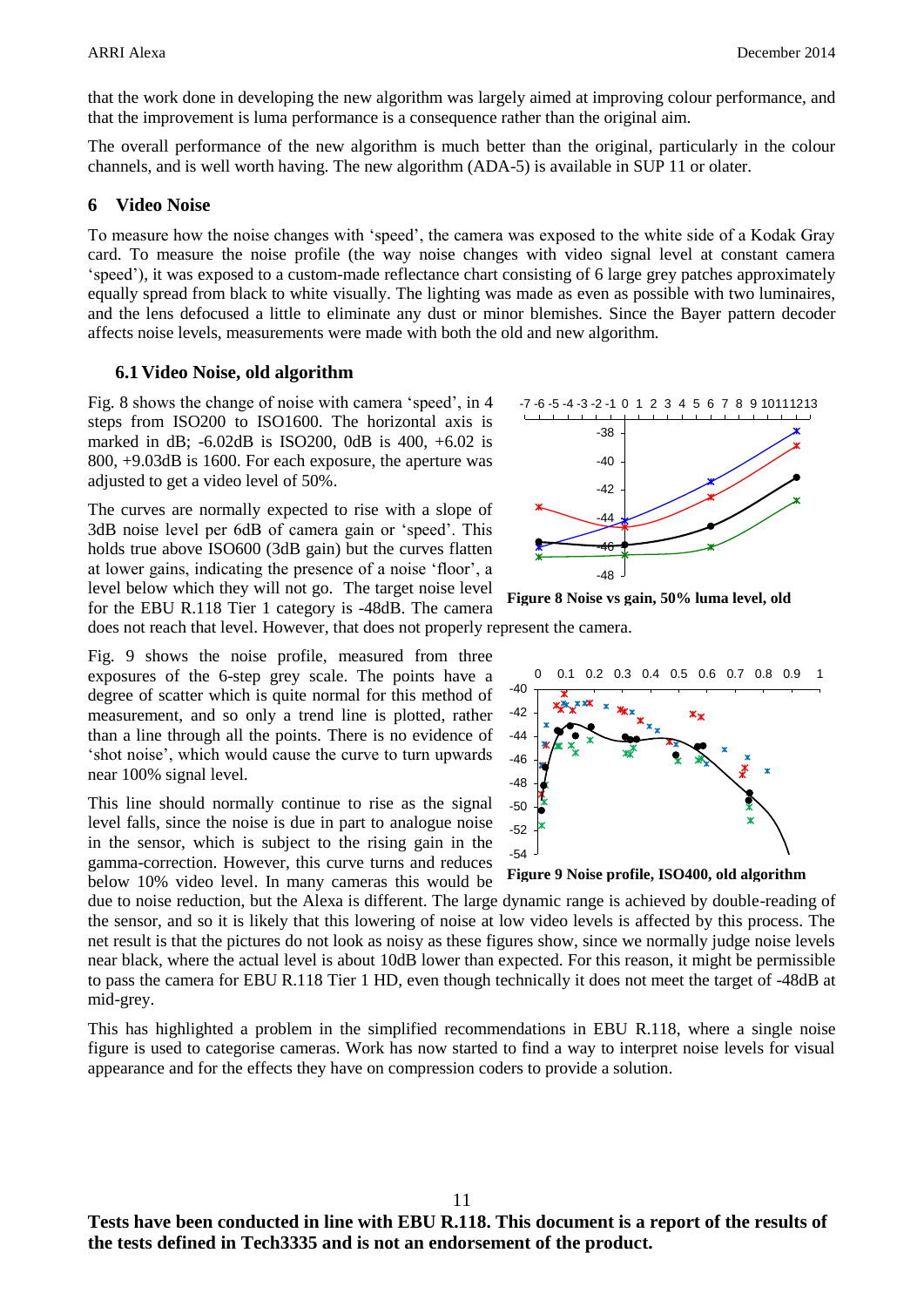that the work done in developing the new algorithm was largely aimed at improving colour performance, and that the improvement is luma performance is a consequence rather than the original aim.

The overall performance of the new algorithm is much better than the original, particularly in the colour channels, and is well worth having. The new algorithm (ADA-5) is available in SUP 11 or olater.

## 6 Video Noise

To measure how the noise changes with 'speed', the camera was exposed to the white side of a Kodak Gray card. To measure the noise profile (the way noise changes with video signal level at constant camera 'speed'), it was exposed to a custom-made reflectance chart consisting of 6 large grey patches approximately equally spread from black to white visually. The lighting was made as even as possible with two luminaires, and the lens defocused a little to eliminate any dust or minor blemishes. Since the Bayer pattern decoder affects noise levels, measurements were made with both the old and new algorithm.

### 6.1 Video Noise, old algorithm

Fig. 8 shows the change of noise with camera 'speed', in 4 steps from ISO200 to ISO1600. The horizontal axis is marked in dB; -6.02dB is ISO200, 0dB is 400, +6.02 is 800, +9.03dB is 1600. For each exposure, the aperture was adjusted to get a video level of 50%.

The curves are normally expected to rise with a slope of 3dB noise level per 6dB of camera gain or 'speed'. This holds true above ISO600 (3dB gain) but the curves flatten at lower gains, indicating the presence of a noise 'floor', a level below which they will not go. The target noise level for the EBU R.118 Tier 1 category is -48dB. The camera does not reach that level. However, that does not properly represent the camera.

**Figure 8 Noise vs gain, 50% luma level, old**

Fig. 9 shows the noise profile, measured from three exposures of the 6-step grey scale. The points have a degree of scatter which is quite normal for this method of measurement, and so only a trend line is plotted, rather than a line through all the points. There is no evidence of 'shot noise', which would cause the curve to turn upwards near 100% signal level.

This line should normally continue to rise as the signal level falls, since the noise is due in part to analogue noise in the sensor, which is subject to the rising gain in the gamma-correction. However, this curve turns and reduces below 10% video level. In many cameras this would be due to noise reduction, but the Alexa is different. The large dynamic range is achieved by double-reading of the sensor, and so it is likely that this lowering of noise at low video levels is affected by this process. The net result is that the pictures do not look as noisy as these figures show, since we normally judge noise levels near black, where the actual level is about 10dB lower than expected. For this reason, it might be permissible to pass the camera for EBU R.118 Tier 1 HD, even though technically it does not meet the target of -48dB at mid-grey.

**Figure 9 Noise profile, ISO400, old algorithm**

This has highlighted a problem in the simplified recommendations in EBU R.118, where a single noise figure is used to categorise cameras. Work has now started to find a way to interpret noise levels for visual appearance and for the effects they have on compression coders to provide a solution.

**Tests have been conducted in line with EBU R.118. This document is a report of the results of the tests defined in Tech3335 and is not an endorsement of the product.**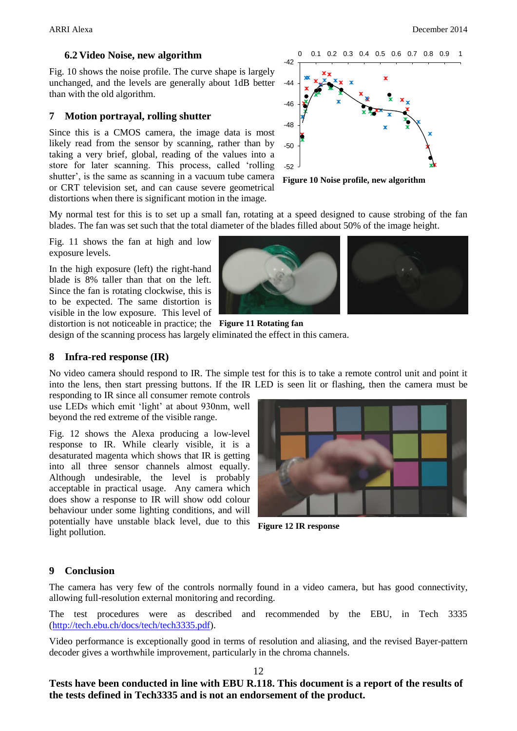### 6.2 Video Noise, new algorithm

Fig. 10 shows the noise profile. The curve shape is largely unchanged, and the levels are generally about 1dB better than with the old algorithm.

Figure 10 Noise profile, new algorithm

## 7 Motion portrayal, rolling shutter

Since this is a CMOS camera, the image data is most likely read from the sensor by scanning, rather than by taking a very brief, global, reading of the values into a store for later scanning. This process, called 'rolling shutter', is the same as scanning in a vacuum tube camera or CRT television set, and can cause severe geometrical distortions when there is significant motion in the image.

My normal test for this is to set up a small fan, rotating at a speed designed to cause strobing of the fan blades. The fan was set such that the total diameter of the blades filled about 50% of the image height.

Fig. 11 shows the fan at high and low exposure levels.

In the high exposure (left) the right-hand blade is 8% taller than that on the left. Since the fan is rotating clockwise, this is to be expected. The same distortion is visible in the low exposure. This level of distortion is not noticeable in practice; the design of the scanning process has largely eliminated the effect in this camera.

Figure 11 Rotating fan

## 8 Infra-red response (IR)

No video camera should respond to IR. The simple test for this is to take a remote control unit and point it into the lens, then start pressing buttons. If the IR LED is seen lit or flashing, then the camera must be responding to IR since all consumer remote controls use LEDs which emit 'light' at about 930nm, well beyond the red extreme of the visible range.

Fig. 12 shows the Alexa producing a low-level response to IR. While clearly visible, it is a desaturated magenta which shows that IR is getting into all three sensor channels almost equally. Although undesirable, the level is probably acceptable in practical usage. Any camera which does show a response to IR will show odd colour behaviour under some lighting conditions, and will potentially have unstable black level, due to this light pollution.

Figure 12 IR response

## 9 Conclusion

The camera has very few of the controls normally found in a video camera, but has good connectivity, allowing full-resolution external monitoring and recording.

The test procedures were as described and recommended by the EBU, in Tech 3335 (http://tech.ebu.ch/docs/tech/tech3335.pdf).

Video performance is exceptionally good in terms of resolution and aliasing, and the revised Bayer-pattern decoder gives a worthwhile improvement, particularly in the chroma channels.

**Tests have been conducted in line with EBU R.118. This document is a report of the results of the tests defined in Tech3335 and is not an endorsement of the product.**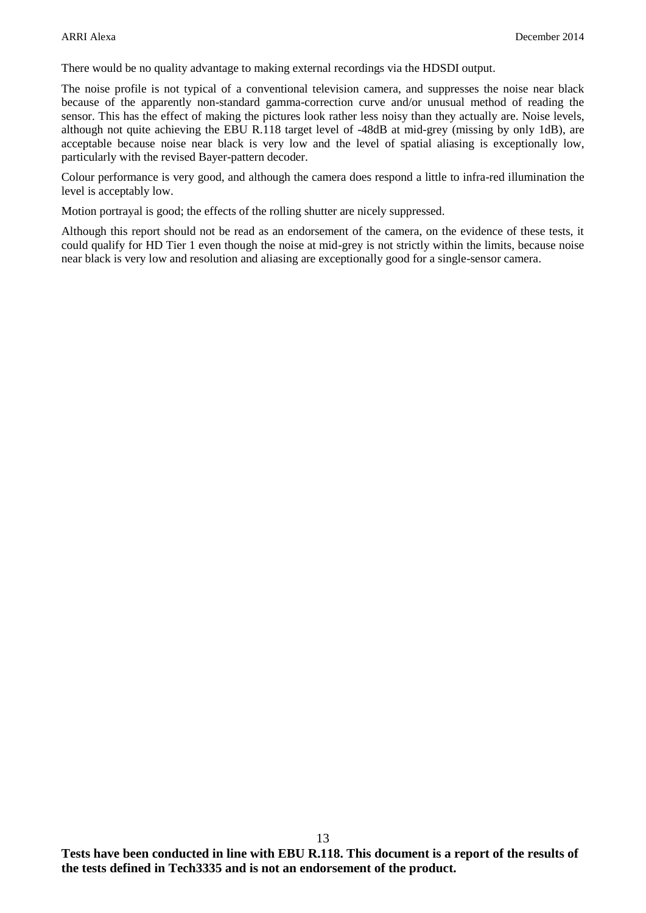There would be no quality advantage to making external recordings via the HDSDI output.

The noise profile is not typical of a conventional television camera, and suppresses the noise near black because of the apparently non-standard gamma-correction curve and/or unusual method of reading the sensor. This has the effect of making the pictures look rather less noisy than they actually are. Noise levels, although not quite achieving the EBU R.118 target level of -48dB at mid-grey (missing by only 1dB), are acceptable because noise near black is very low and the level of spatial aliasing is exceptionally low, particularly with the revised Bayer-pattern decoder.

Colour performance is very good, and although the camera does respond a little to infra-red illumination the level is acceptably low.

Motion portrayal is good; the effects of the rolling shutter are nicely suppressed.

Although this report should not be read as an endorsement of the camera, on the evidence of these tests, it could qualify for HD Tier 1 even though the noise at mid-grey is not strictly within the limits, because noise near black is very low and resolution and aliasing are exceptionally good for a single-sensor camera.

**Tests have been conducted in line with EBU R.118. This document is a report of the results of the tests defined in Tech3335 and is not an endorsement of the product.**